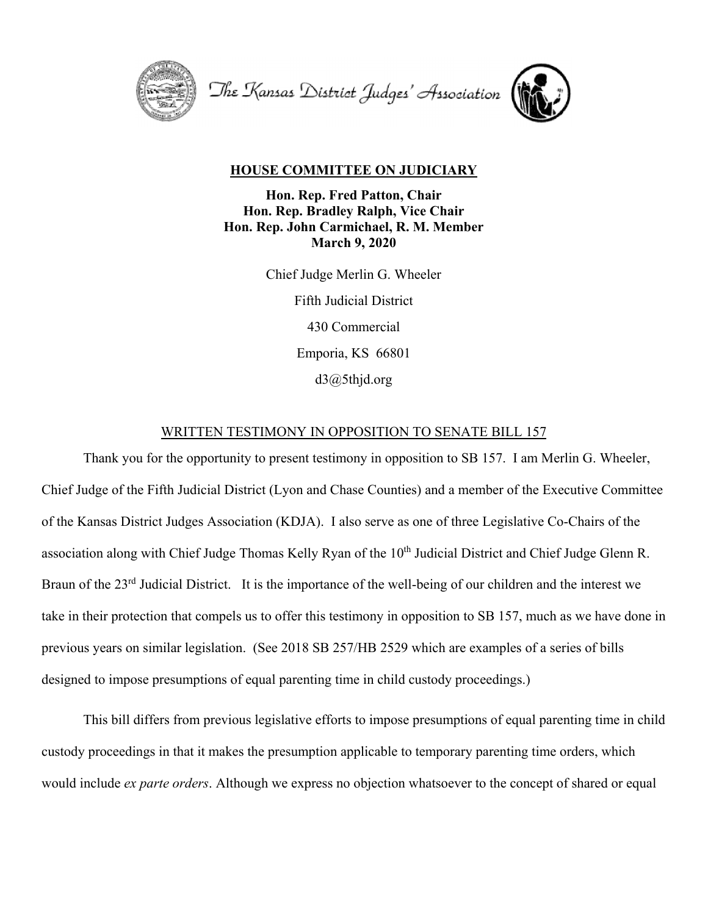The Kansas District Judges' Association

## HOUSE COMMITTEE ON JUDICIARY

**Hon. Rep. Fred Patton, Chair**
**Hon. Rep. Bradley Ralph, Vice Chair**
**Hon. Rep. John Carmichael, R. M. Member**
**March 9, 2020**

Chief Judge Merlin G. Wheeler

Fifth Judicial District

430 Commercial

Emporia, KS 66801

d3@5thjd.org

WRITTEN TESTIMONY IN OPPOSITION TO SENATE BILL 157

Thank you for the opportunity to present testimony in opposition to SB 157. I am Merlin G. Wheeler, Chief Judge of the Fifth Judicial District (Lyon and Chase Counties) and a member of the Executive Committee of the Kansas District Judges Association (KDJA). I also serve as one of three Legislative Co-Chairs of the association along with Chief Judge Thomas Kelly Ryan of the 10th Judicial District and Chief Judge Glenn R. Braun of the 23rd Judicial District. It is the importance of the well-being of our children and the interest we take in their protection that compels us to offer this testimony in opposition to SB 157, much as we have done in previous years on similar legislation. (See 2018 SB 257/HB 2529 which are examples of a series of bills designed to impose presumptions of equal parenting time in child custody proceedings.)

This bill differs from previous legislative efforts to impose presumptions of equal parenting time in child custody proceedings in that it makes the presumption applicable to temporary parenting time orders, which would include *ex parte orders*. Although we express no objection whatsoever to the concept of shared or equal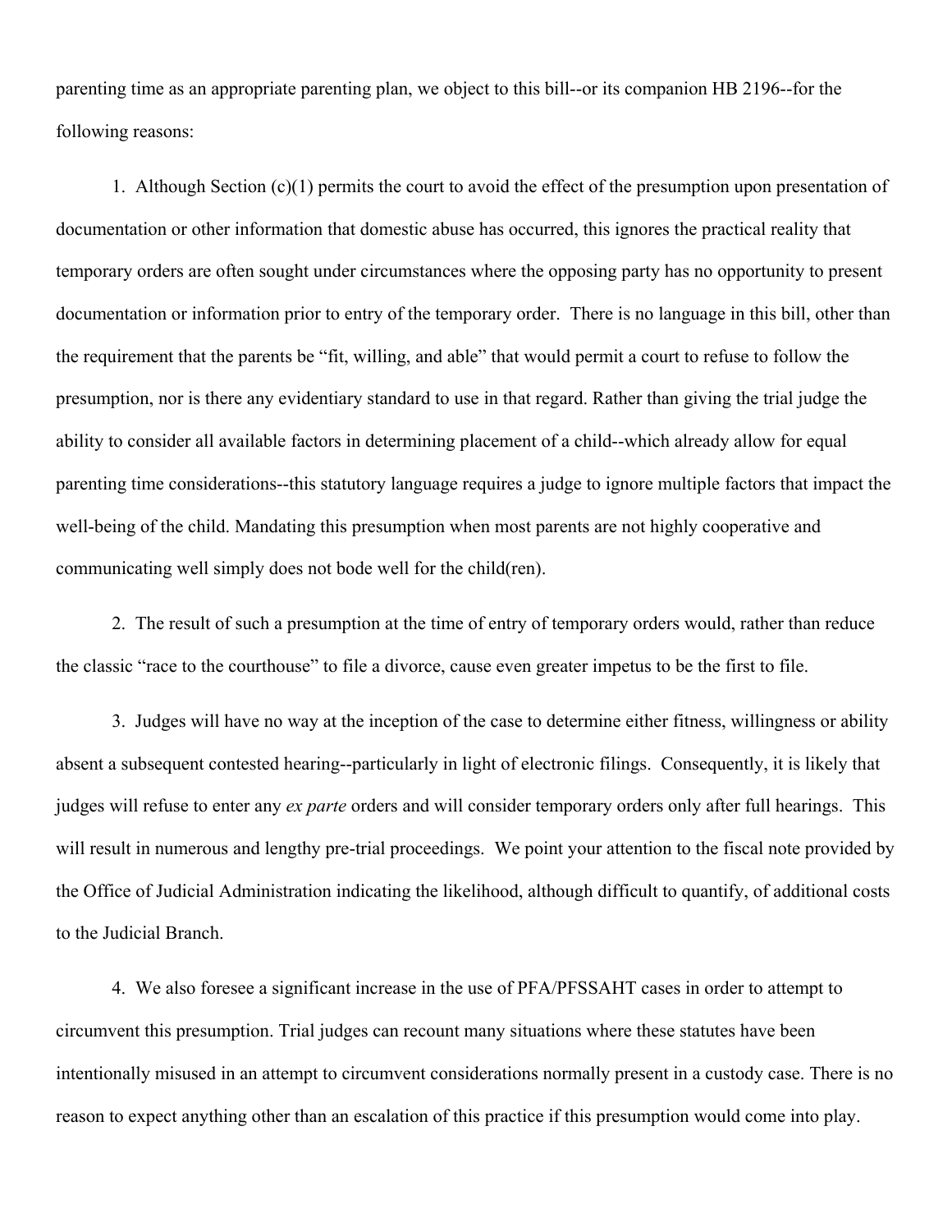parenting time as an appropriate parenting plan, we object to this bill--or its companion HB 2196--for the following reasons:

1. Although Section (c)(1) permits the court to avoid the effect of the presumption upon presentation of documentation or other information that domestic abuse has occurred, this ignores the practical reality that temporary orders are often sought under circumstances where the opposing party has no opportunity to present documentation or information prior to entry of the temporary order. There is no language in this bill, other than the requirement that the parents be "fit, willing, and able" that would permit a court to refuse to follow the presumption, nor is there any evidentiary standard to use in that regard. Rather than giving the trial judge the ability to consider all available factors in determining placement of a child--which already allow for equal parenting time considerations--this statutory language requires a judge to ignore multiple factors that impact the well-being of the child. Mandating this presumption when most parents are not highly cooperative and communicating well simply does not bode well for the child(ren).

2. The result of such a presumption at the time of entry of temporary orders would, rather than reduce the classic "race to the courthouse" to file a divorce, cause even greater impetus to be the first to file.

3. Judges will have no way at the inception of the case to determine either fitness, willingness or ability absent a subsequent contested hearing--particularly in light of electronic filings. Consequently, it is likely that judges will refuse to enter any *ex parte* orders and will consider temporary orders only after full hearings. This will result in numerous and lengthy pre-trial proceedings. We point your attention to the fiscal note provided by the Office of Judicial Administration indicating the likelihood, although difficult to quantify, of additional costs to the Judicial Branch.

4. We also foresee a significant increase in the use of PFA/PFSSAHT cases in order to attempt to circumvent this presumption. Trial judges can recount many situations where these statutes have been intentionally misused in an attempt to circumvent considerations normally present in a custody case. There is no reason to expect anything other than an escalation of this practice if this presumption would come into play.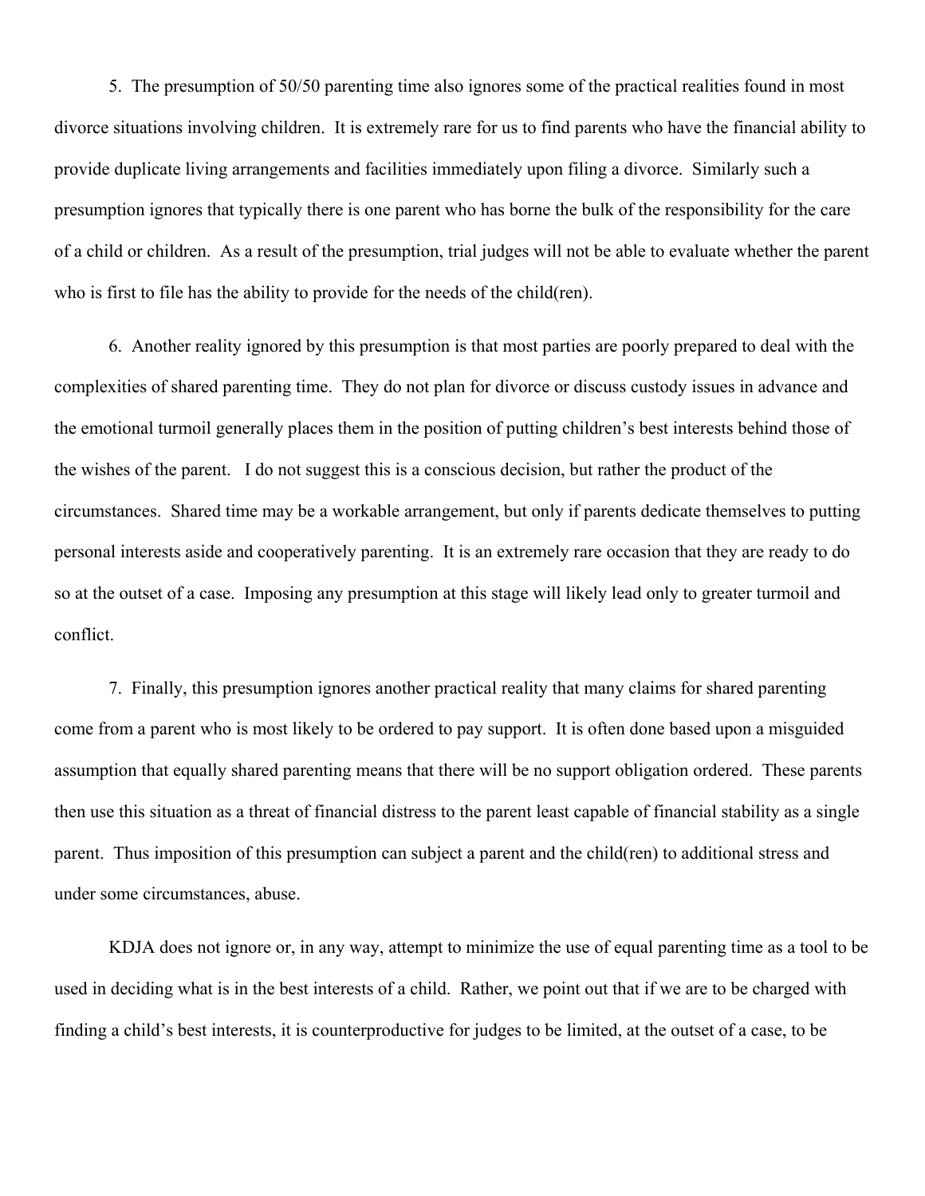5. The presumption of 50/50 parenting time also ignores some of the practical realities found in most divorce situations involving children. It is extremely rare for us to find parents who have the financial ability to provide duplicate living arrangements and facilities immediately upon filing a divorce. Similarly such a presumption ignores that typically there is one parent who has borne the bulk of the responsibility for the care of a child or children. As a result of the presumption, trial judges will not be able to evaluate whether the parent who is first to file has the ability to provide for the needs of the child(ren).

6. Another reality ignored by this presumption is that most parties are poorly prepared to deal with the complexities of shared parenting time. They do not plan for divorce or discuss custody issues in advance and the emotional turmoil generally places them in the position of putting children's best interests behind those of the wishes of the parent. I do not suggest this is a conscious decision, but rather the product of the circumstances. Shared time may be a workable arrangement, but only if parents dedicate themselves to putting personal interests aside and cooperatively parenting. It is an extremely rare occasion that they are ready to do so at the outset of a case. Imposing any presumption at this stage will likely lead only to greater turmoil and conflict.

7. Finally, this presumption ignores another practical reality that many claims for shared parenting come from a parent who is most likely to be ordered to pay support. It is often done based upon a misguided assumption that equally shared parenting means that there will be no support obligation ordered. These parents then use this situation as a threat of financial distress to the parent least capable of financial stability as a single parent. Thus imposition of this presumption can subject a parent and the child(ren) to additional stress and under some circumstances, abuse.

KDJA does not ignore or, in any way, attempt to minimize the use of equal parenting time as a tool to be used in deciding what is in the best interests of a child. Rather, we point out that if we are to be charged with finding a child's best interests, it is counterproductive for judges to be limited, at the outset of a case, to be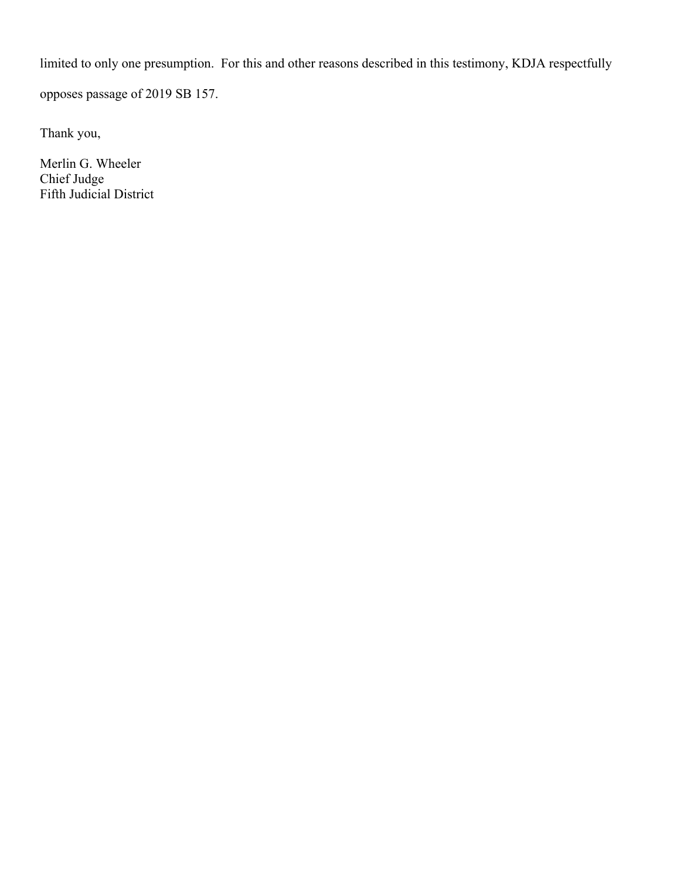limited to only one presumption. For this and other reasons described in this testimony, KDJA respectfully opposes passage of 2019 SB 157.

Thank you,

Merlin G. Wheeler
Chief Judge
Fifth Judicial District